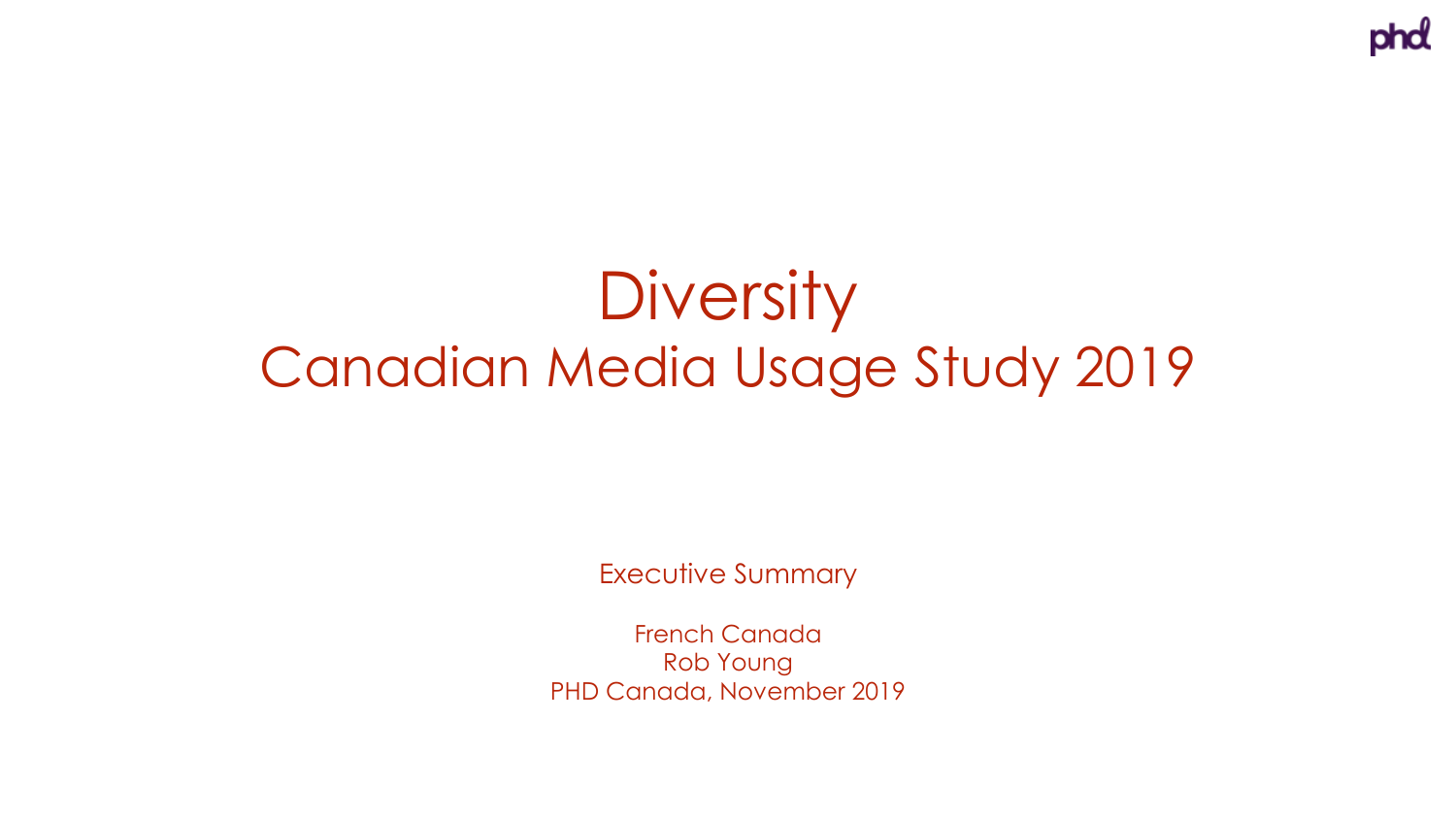# Diversity

## Canadian Media Usage Study 2019

Executive Summary

French Canada
Rob Young
PHD Canada, November 2019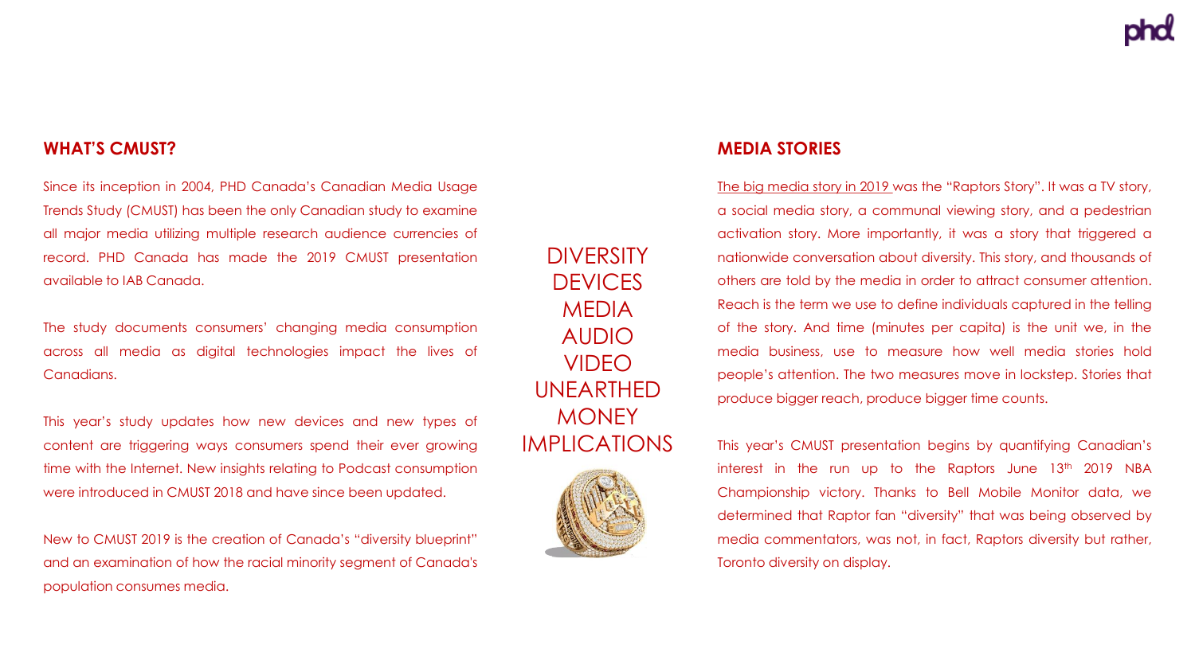## WHAT'S CMUST?

Since its inception in 2004, PHD Canada's Canadian Media Usage Trends Study (CMUST) has been the only Canadian study to examine all major media utilizing multiple research audience currencies of record. PHD Canada has made the 2019 CMUST presentation available to IAB Canada.

The study documents consumers' changing media consumption across all media as digital technologies impact the lives of Canadians.

This year's study updates how new devices and new types of content are triggering ways consumers spend their ever growing time with the Internet. New insights relating to Podcast consumption were introduced in CMUST 2018 and have since been updated.

New to CMUST 2019 is the creation of Canada's "diversity blueprint" and an examination of how the racial minority segment of Canada's population consumes media.

DIVERSITY
DEVICES
MEDIA
AUDIO
VIDEO
UNEARTHED
MONEY
IMPLICATIONS

## MEDIA STORIES

The big media story in 2019 was the "Raptors Story". It was a TV story, a social media story, a communal viewing story, and a pedestrian activation story. More importantly, it was a story that triggered a nationwide conversation about diversity. This story, and thousands of others are told by the media in order to attract consumer attention. Reach is the term we use to define individuals captured in the telling of the story. And time (minutes per capita) is the unit we, in the media business, use to measure how well media stories hold people's attention. The two measures move in lockstep. Stories that produce bigger reach, produce bigger time counts.

This year's CMUST presentation begins by quantifying Canadian's interest in the run up to the Raptors June 13th 2019 NBA Championship victory. Thanks to Bell Mobile Monitor data, we determined that Raptor fan "diversity" that was being observed by media commentators, was not, in fact, Raptors diversity but rather, Toronto diversity on display.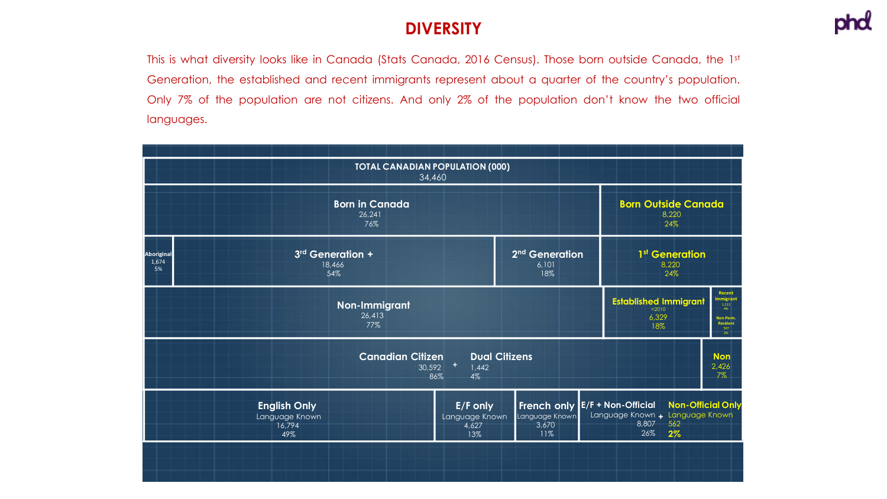# DIVERSITY

This is what diversity looks like in Canada (Stats Canada, 2016 Census). Those born outside Canada, the 1st Generation, the established and recent immigrants represent about a quarter of the country's population. Only 7% of the population are not citizens. And only 2% of the population don't know the two official languages.

**TOTAL CANADIAN POPULATION (000)**
34,460

| Category | Population (000) | % |
|---|---|---|
| **Born in Canada** | 26,241 | 76% |
| **Born Outside Canada** | 8,220 | 24% |
| **Aboriginal** | 1,674 | 5% |
| **3rd Generation +** | 18,466 | 54% |
| **2nd Generation** | 6,101 | 18% |
| **1st Generation** | 8,220 | 24% |
| **Non-Immigrant** | 26,413 | 77% |
| **Established Immigrant** <2010 | 6,329 | 18% |
| **Recent Immigrant** | 1,212 | 4% |
| **Non-Perm. Resident** | 507 | 2% |
| **Canadian Citizen** | 30,592 | 86% |
| **+ Dual Citizens** | 1,442 | 4% |
| **Non** | 2,426 | 7% |
| **English Only** Language Known | 16,794 | 49% |
| **E/F only** Language Known | 4,627 | 13% |
| **French only** Language Known | 3,670 | 11% |
| **E/F + Non-Official** Language Known | 8,807 | 26% |
| **+ Non-Official Only** Language Known | 562 | 2% |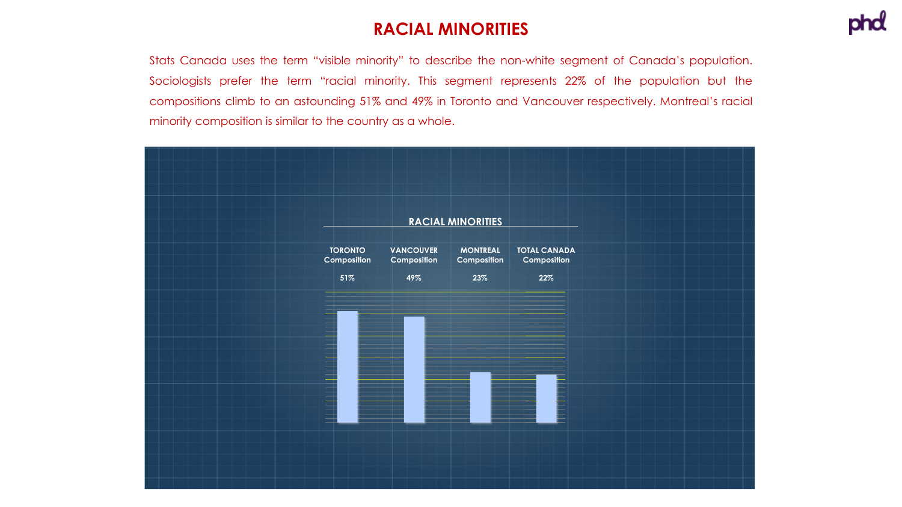# RACIAL MINORITIES

Stats Canada uses the term "visible minority" to describe the non-white segment of Canada's population. Sociologists prefer the term "racial minority. This segment represents 22% of the population but the compositions climb to an astounding 51% and 49% in Toronto and Vancouver respectively. Montreal's racial minority composition is similar to the country as a whole.

**RACIAL MINORITIES**

| TORONTO Composition | VANCOUVER Composition | MONTREAL Composition | TOTAL CANADA Composition |
| --- | --- | --- | --- |
| 51% | 49% | 23% | 22% |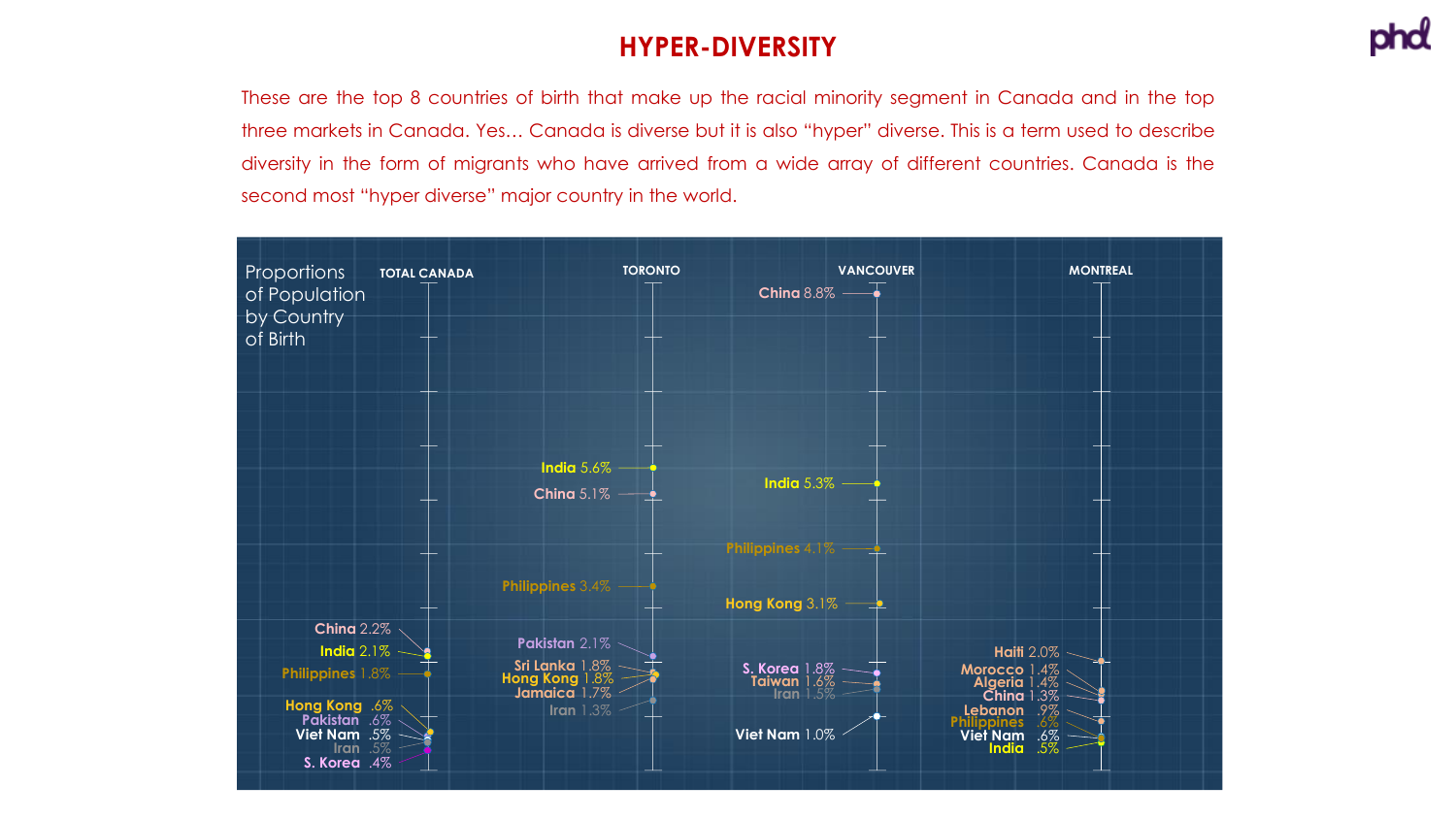# HYPER-DIVERSITY

These are the top 8 countries of birth that make up the racial minority segment in Canada and in the top three markets in Canada. Yes… Canada is diverse but it is also "hyper" diverse. This is a term used to describe diversity in the form of migrants who have arrived from a wide array of different countries. Canada is the second most "hyper diverse" major country in the world.

Proportions of Population by Country of Birth

| TOTAL CANADA | TORONTO | VANCOUVER | MONTREAL |
| --- | --- | --- | --- |
| China 2.2% | India 5.6% | China 8.8% | Haiti 2.0% |
| India 2.1% | China 5.1% | India 5.3% | Morocco 1.4% |
| Philippines 1.8% | Philippines 3.4% | Philippines 4.1% | Algeria 1.4% |
| Hong Kong .6% | Pakistan 2.1% | Hong Kong 3.1% | China 1.3% |
| Pakistan .6% | Sri Lanka 1.8% | S. Korea 1.8% | Lebanon .9% |
| Viet Nam .5% | Hong Kong 1.8% | Taiwan 1.6% | Philippines .6% |
| Iran .5% | Jamaica 1.7% | Iran 1.5% | Viet Nam .6% |
| S. Korea .4% | Iran 1.3% | Viet Nam 1.0% | India .5% |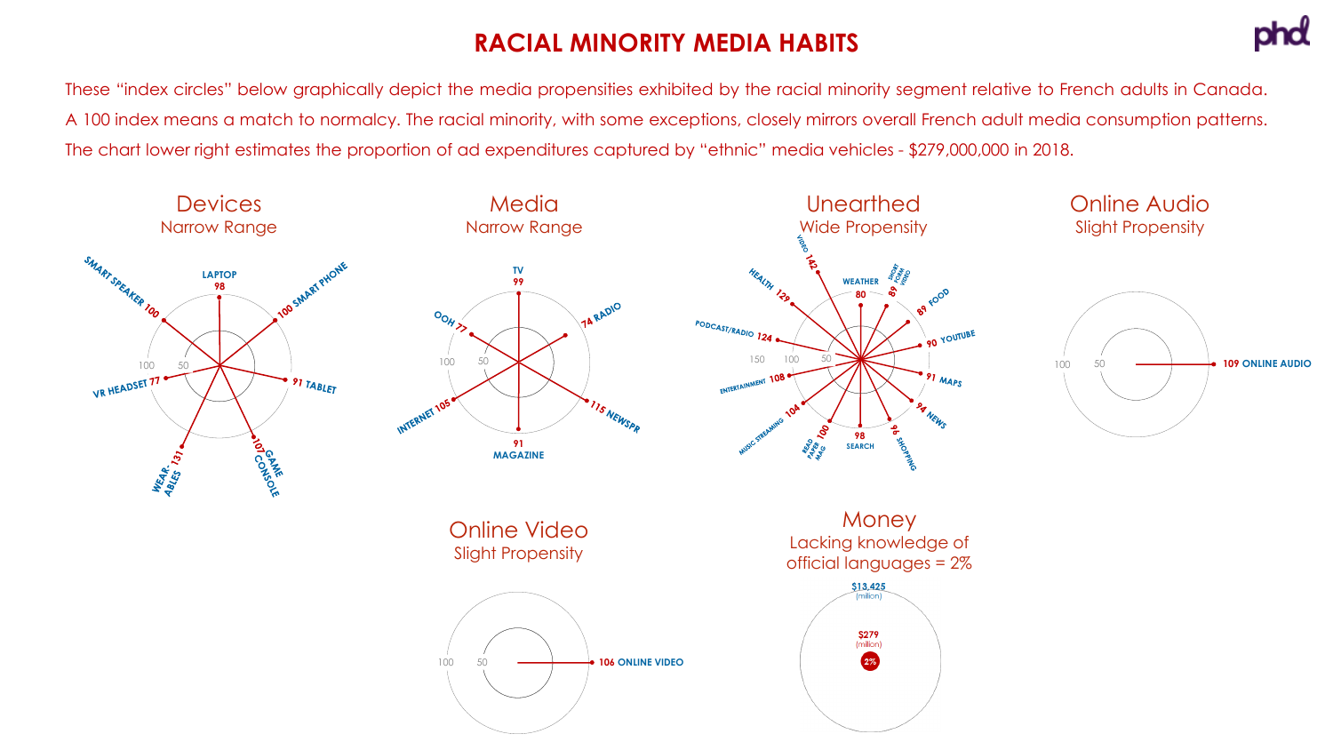# RACIAL MINORITY MEDIA HABITS

These "index circles" below graphically depict the media propensities exhibited by the racial minority segment relative to French adults in Canada. A 100 index means a match to normalcy. The racial minority, with some exceptions, closely mirrors overall French adult media consumption patterns. The chart lower right estimates the proportion of ad expenditures captured by "ethnic" media vehicles - $279,000,000 in 2018.

## Devices
Narrow Range

| Device | Index |
|---|---|
| Laptop | 98 |
| Smart Phone | 100 |
| Tablet | 91 |
| Game Console | 107 |
| Wear-ables | 131 |
| VR Headset | 77 |
| Smart Speaker | 100 |

## Media
Narrow Range

| Media | Index |
|---|---|
| TV | 99 |
| Radio | 74 |
| Newspr | 115 |
| Magazine | 91 |
| Internet | 105 |
| OOH | 77 |

## Unearthed
Wide Propensity

| Activity | Index |
|---|---|
| Weather | 80 |
| Short Form Video | 89 |
| Food | 89 |
| YouTube | 90 |
| Maps | 91 |
| News | 94 |
| Shopping | 96 |
| Search | 98 |
| Read Paper Mag | 100 |
| Music Streaming | 104 |
| Entertainment | 108 |
| Podcast/Radio | 124 |
| Health | 129 |
| Video | 142 |

## Online Audio
Slight Propensity

| | Index |
|---|---|
| Online Audio | 109 |

## Online Video
Slight Propensity

| | Index |
|---|---|
| Online Video | 106 |

## Money
Lacking knowledge of official languages = 2%

- $13,425 (million)
- $279 (million)
- 2%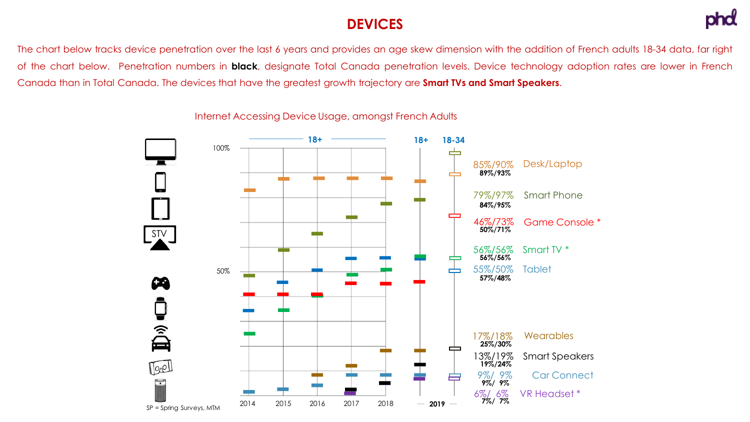# DEVICES

The chart below tracks device penetration over the last 6 years and provides an age skew dimension with the addition of French adults 18-34 data, far right of the chart below. Penetration numbers in **black**, designate Total Canada penetration levels. Device technology adoption rates are lower in French Canada than in Total Canada. The devices that have the greatest growth trajectory are **Smart TVs and Smart Speakers**.

Internet Accessing Device Usage, amongst French Adults

| 2019 French 18+/18-34 | Total Canada 18+/18-34 | Device |
|---|---|---|
| 85%/90% | 89%/93% | Desk/Laptop |
| 79%/97% | 84%/95% | Smart Phone |
| 46%/73% | 50%/71% | Game Console * |
| 56%/56% | 56%/56% | Smart TV * |
| 55%/50% | 57%/48% | Tablet |
| 17%/18% | 25%/30% | Wearables |
| 13%/19% | 19%/24% | Smart Speakers |
| 9%/ 9% | 9%/ 9% | Car Connect |
| 6%/ 6% | 7%/ 7% | VR Headset * |

SP = Spring Surveys, MTM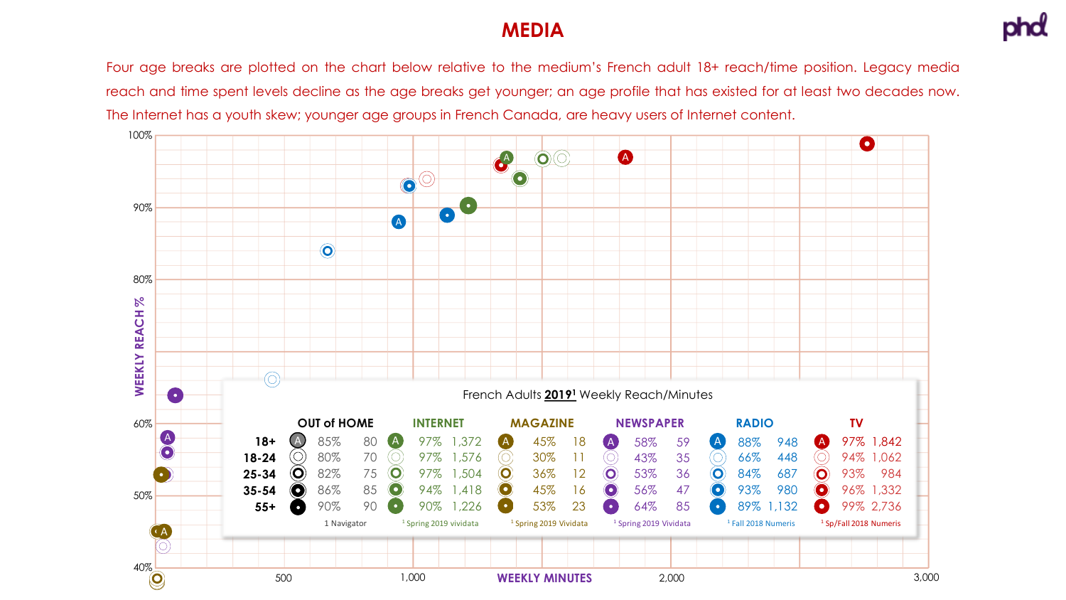# MEDIA

Four age breaks are plotted on the chart below relative to the medium's French adult 18+ reach/time position. Legacy media reach and time spent levels decline as the age breaks get younger; an age profile that has existed for at least two decades now. The Internet has a youth skew; younger age groups in French Canada, are heavy users of Internet content.

French Adults **2019**[1] Weekly Reach/Minutes

| | OUT of HOME | | INTERNET | | MAGAZINE | | NEWSPAPER | | RADIO | | TV | |
|---|---|---|---|---|---|---|---|---|---|---|---|---|
| 18+ | 85% | 80 | 97% | 1,372 | 45% | 18 | 58% | 59 | 88% | 948 | 97% | 1,842 |
| 18-24 | 80% | 70 | 97% | 1,576 | 30% | 11 | 43% | 35 | 66% | 448 | 94% | 1,062 |
| 25-34 | 82% | 75 | 97% | 1,504 | 36% | 12 | 53% | 36 | 84% | 687 | 93% | 984 |
| 35-54 | 86% | 85 | 94% | 1,418 | 45% | 16 | 56% | 47 | 93% | 980 | 96% | 1,332 |
| 55+ | 90% | 90 | 90% | 1,226 | 53% | 23 | 64% | 85 | 89% | 1,132 | 99% | 2,736 |
| | 1 Navigator | | [1] Spring 2019 vividata | | [1] Spring 2019 Vividata | | [1] Spring 2019 Vividata | | [1] Fall 2018 Numeris | | [1] Sp/Fall 2018 Numeris | |

WEEKLY REACH % (40%–100%) vs. WEEKLY MINUTES (0–3,000)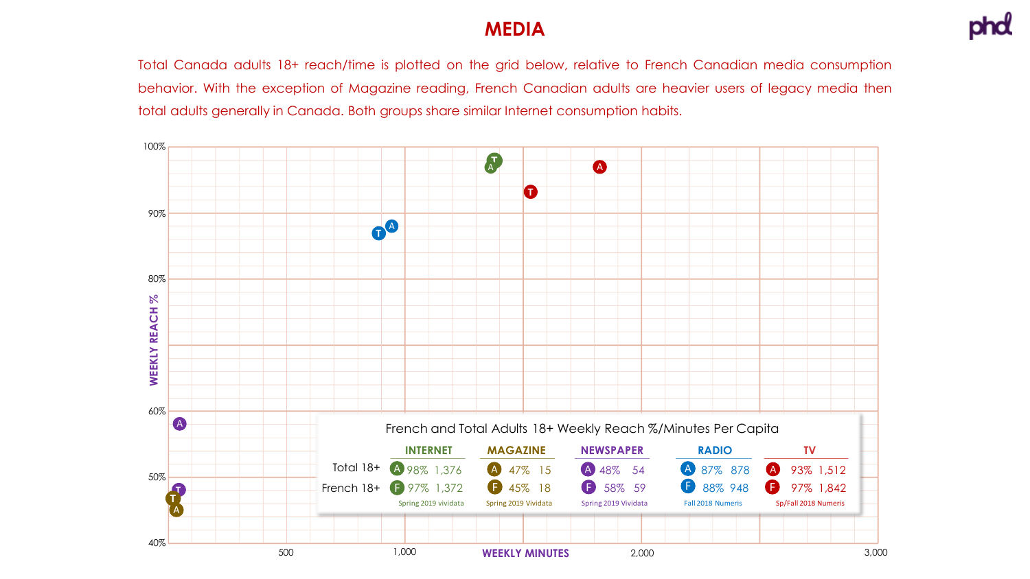# MEDIA

Total Canada adults 18+ reach/time is plotted on the grid below, relative to French Canadian media consumption behavior. With the exception of Magazine reading, French Canadian adults are heavier users of legacy media then total adults generally in Canada. Both groups share similar Internet consumption habits.

French and Total Adults 18+ Weekly Reach %/Minutes Per Capita

| | INTERNET | MAGAZINE | NEWSPAPER | RADIO | TV |
|---|---|---|---|---|---|
| Total 18+ | A 98% 1,376 | A 47% 15 | A 48% 54 | A 87% 878 | A 93% 1,512 |
| French 18+ | F 97% 1,372 | F 45% 18 | F 58% 59 | F 88% 948 | F 97% 1,842 |
| | Spring 2019 vividata | Spring 2019 Vividata | Spring 2019 Vividata | Fall 2018 Numeris | Sp/Fall 2018 Numeris |

WEEKLY REACH % / WEEKLY MINUTES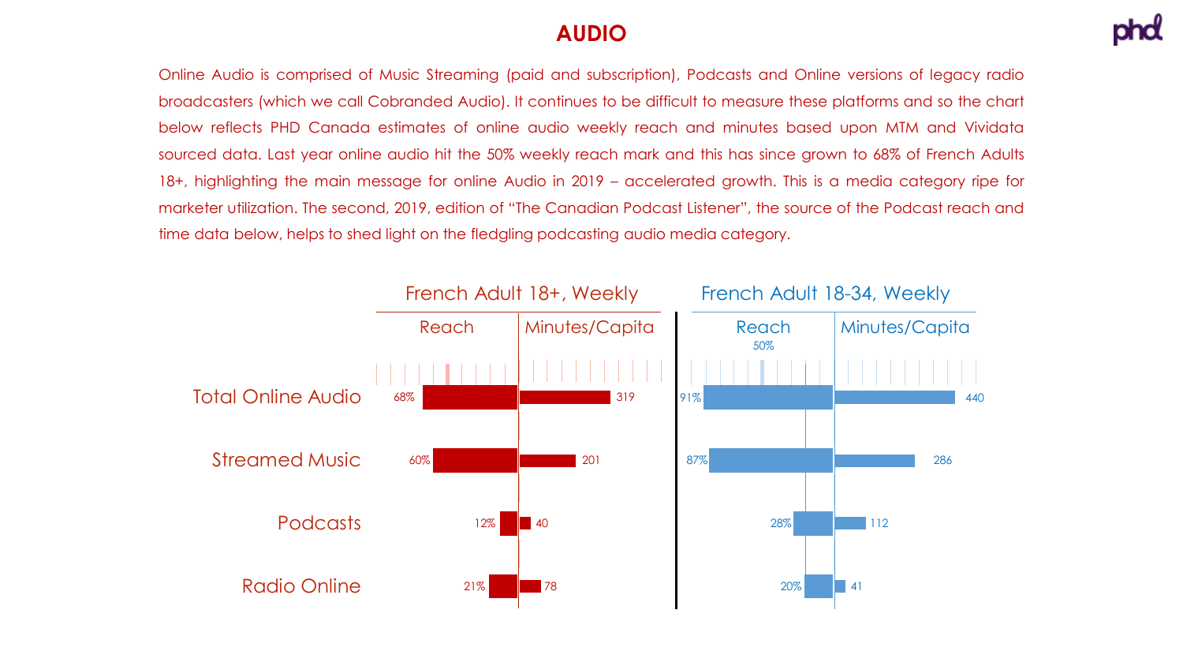# AUDIO

Online Audio is comprised of Music Streaming (paid and subscription), Podcasts and Online versions of legacy radio broadcasters (which we call Cobranded Audio). It continues to be difficult to measure these platforms and so the chart below reflects PHD Canada estimates of online audio weekly reach and minutes based upon MTM and Vividata sourced data. Last year online audio hit the 50% weekly reach mark and this has since grown to 68% of French Adults 18+, highlighting the main message for online Audio in 2019 – accelerated growth. This is a media category ripe for marketer utilization. The second, 2019, edition of "The Canadian Podcast Listener", the source of the Podcast reach and time data below, helps to shed light on the fledgling podcasting audio media category.

| | French Adult 18+, Weekly | | French Adult 18-34, Weekly | |
|---|---|---|---|---|
| | Reach | Minutes/Capita | Reach | Minutes/Capita |
| Total Online Audio | 68% | 319 | 91% | 440 |
| Streamed Music | 60% | 201 | 87% | 286 |
| Podcasts | 12% | 40 | 28% | 112 |
| Radio Online | 21% | 78 | 20% | 41 |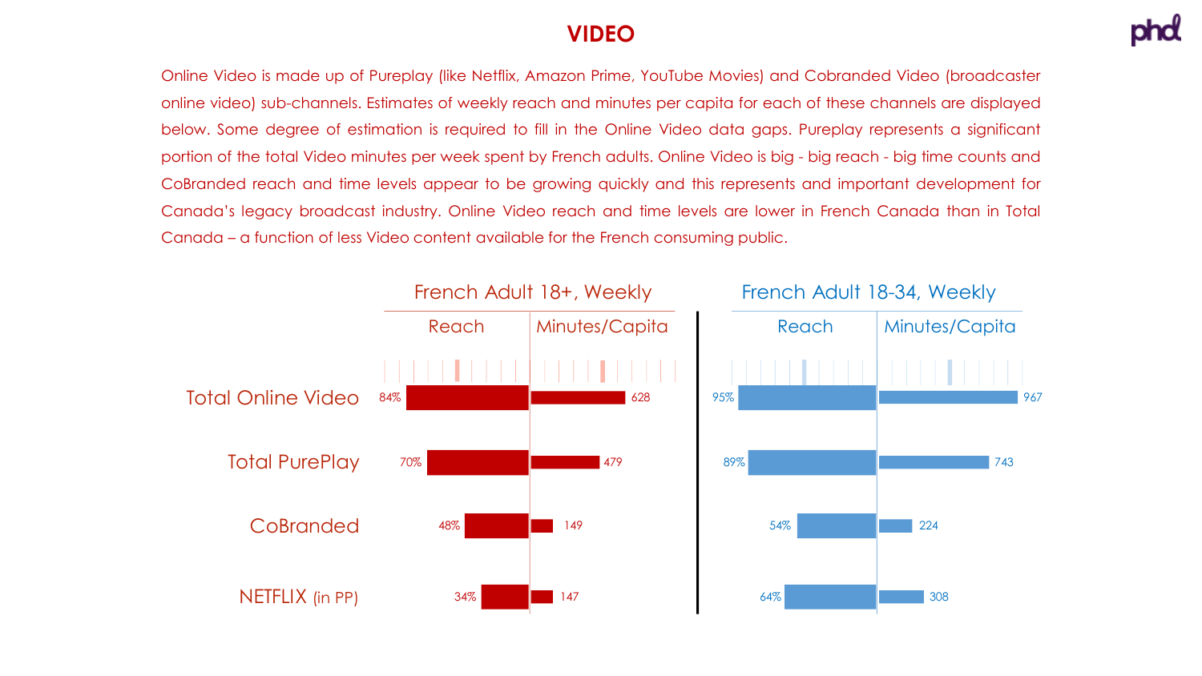# VIDEO

Online Video is made up of Pureplay (like Netflix, Amazon Prime, YouTube Movies) and Cobranded Video (broadcaster online video) sub-channels. Estimates of weekly reach and minutes per capita for each of these channels are displayed below. Some degree of estimation is required to fill in the Online Video data gaps. Pureplay represents a significant portion of the total Video minutes per week spent by French adults. Online Video is big - big reach - big time counts and CoBranded reach and time levels appear to be growing quickly and this represents and important development for Canada's legacy broadcast industry. Online Video reach and time levels are lower in French Canada than in Total Canada – a function of less Video content available for the French consuming public.

| | French Adult 18+, Weekly | | French Adult 18-34, Weekly | |
|---|---|---|---|---|
| | Reach | Minutes/Capita | Reach | Minutes/Capita |
| Total Online Video | 84% | 628 | 95% | 967 |
| Total PurePlay | 70% | 479 | 89% | 743 |
| CoBranded | 48% | 149 | 54% | 224 |
| NETFLIX (in PP) | 34% | 147 | 64% | 308 |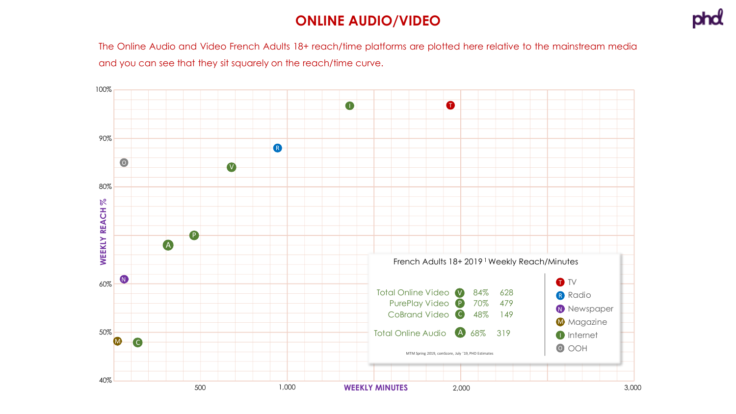# ONLINE AUDIO/VIDEO

The Online Audio and Video French Adults 18+ reach/time platforms are plotted here relative to the mainstream media and you can see that they sit squarely on the reach/time curve.

French Adults 18+ 2019 [1] Weekly Reach/Minutes

| | | Weekly Reach | Weekly Minutes |
|---|---|---|---|
| Total Online Video | V | 84% | 628 |
| PurePlay Video | P | 70% | 479 |
| CoBrand Video | C | 48% | 149 |
| Total Online Audio | A | 68% | 319 |

- T TV
- R Radio
- N Newspaper
- M Magazine
- I Internet
- O OOH

MTM Spring 2019, comScore, July '19, PHD Estimates

WEEKLY REACH % / WEEKLY MINUTES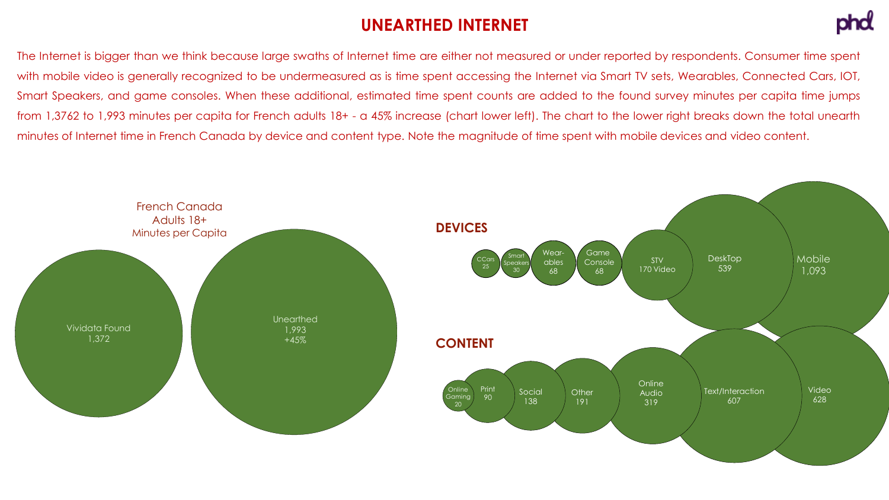# UNEARTHED INTERNET

The Internet is bigger than we think because large swaths of Internet time are either not measured or under reported by respondents. Consumer time spent with mobile video is generally recognized to be undermeasured as is time spent accessing the Internet via Smart TV sets, Wearables, Connected Cars, IOT, Smart Speakers, and game consoles. When these additional, estimated time spent counts are added to the found survey minutes per capita time jumps from 1,3762 to 1,993 minutes per capita for French adults 18+ - a 45% increase (chart lower left). The chart to the lower right breaks down the total unearth minutes of Internet time in French Canada by device and content type. Note the magnitude of time spent with mobile devices and video content.

French Canada
Adults 18+
Minutes per Capita

| | Minutes |
|---|---|
| Vividata Found | 1,372 |
| Unearthed | 1,993 (+45%) |

**DEVICES**

| Device | Minutes |
|---|---|
| CCars | 25 |
| Smart Speakers | 30 |
| Wear-ables | 68 |
| Game Console | 68 |
| STV | 170 Video |
| DeskTop | 539 |
| Mobile | 1,093 |

**CONTENT**

| Content | Minutes |
|---|---|
| Online Gaming | 20 |
| Print | 90 |
| Social | 138 |
| Other | 191 |
| Online Audio | 319 |
| Text/Interaction | 607 |
| Video | 628 |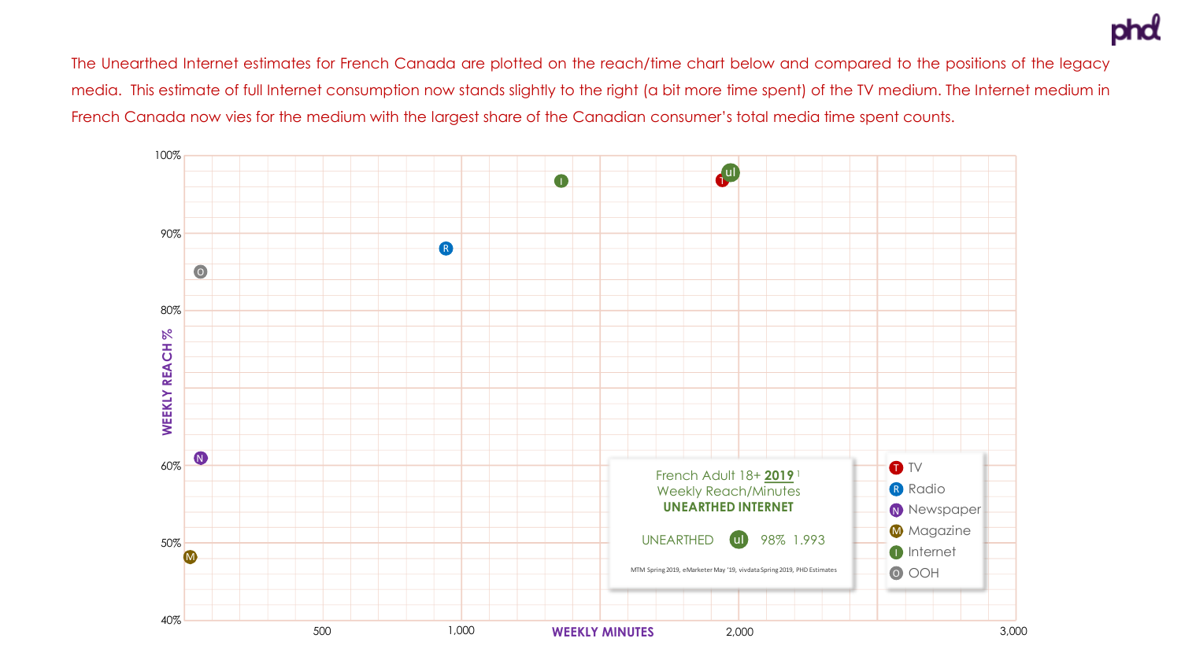The Unearthed Internet estimates for French Canada are plotted on the reach/time chart below and compared to the positions of the legacy media. This estimate of full Internet consumption now stands slightly to the right (a bit more time spent) of the TV medium. The Internet medium in French Canada now vies for the medium with the largest share of the Canadian consumer's total media time spent counts.

French Adult 18+ **2019** [1]
Weekly Reach/Minutes
**UNEARTHED INTERNET**

UNEARTHED ul 98% 1.993

MTM Spring 2019, eMarketer May '19, vivdata Spring 2019, PHD Estimates

Legend: T TV, R Radio, N Newspaper, M Magazine, I Internet, O OOH

WEEKLY REACH % / WEEKLY MINUTES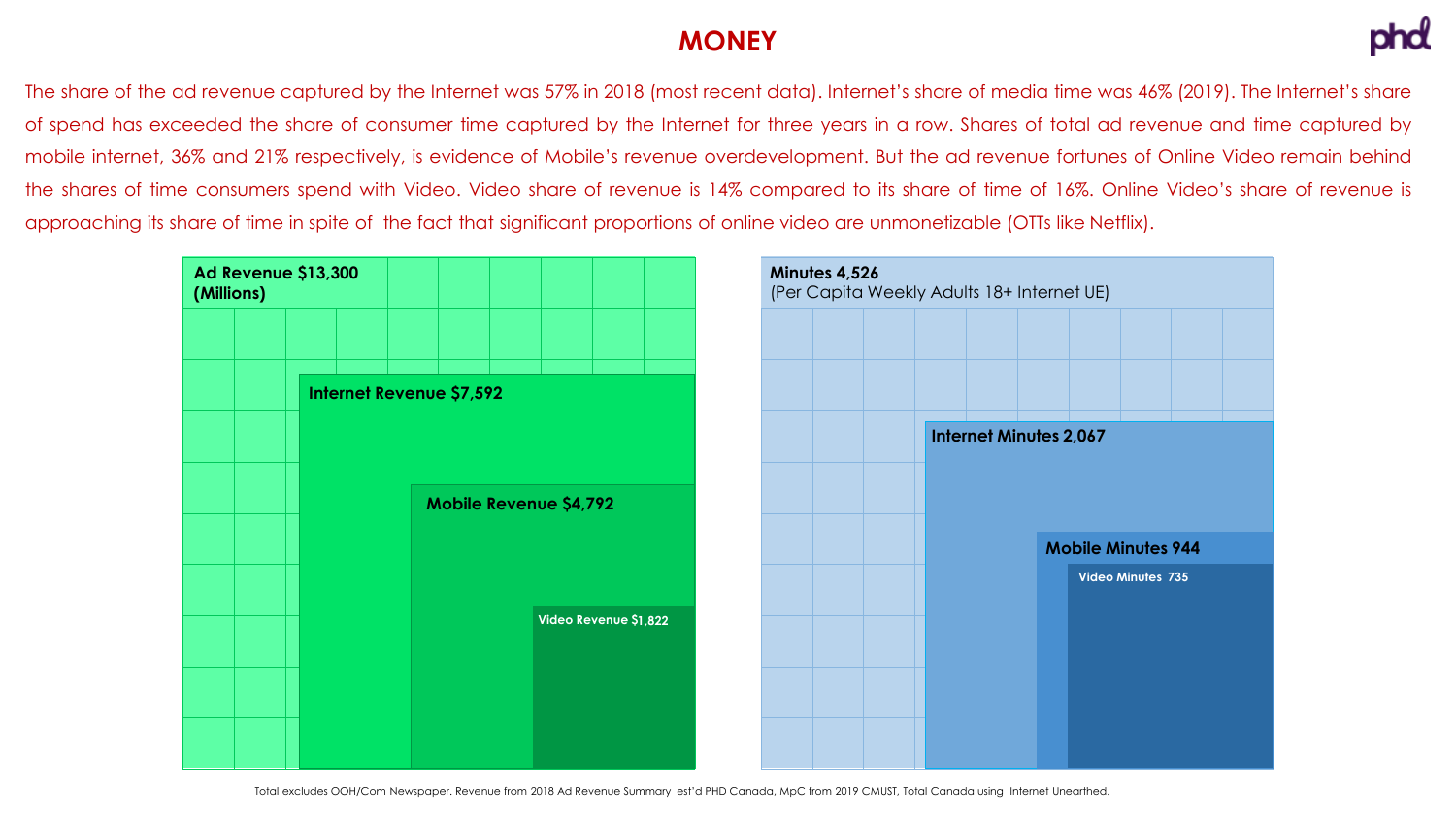# MONEY

The share of the ad revenue captured by the Internet was 57% in 2018 (most recent data). Internet's share of media time was 46% (2019). The Internet's share of spend has exceeded the share of consumer time captured by the Internet for three years in a row. Shares of total ad revenue and time captured by mobile internet, 36% and 21% respectively, is evidence of Mobile's revenue overdevelopment. But the ad revenue fortunes of Online Video remain behind the shares of time consumers spend with Video. Video share of revenue is 14% compared to its share of time of 16%. Online Video's share of revenue is approaching its share of time in spite of the fact that significant proportions of online video are unmonetizable (OTTs like Netflix).

**Ad Revenue $13,300 (Millions)**

**Internet Revenue $7,592**

**Mobile Revenue $4,792**

**Video Revenue $1,822**

**Minutes 4,526**
(Per Capita Weekly Adults 18+ Internet UE)

**Internet Minutes 2,067**

**Mobile Minutes 944**

**Video Minutes 735**

Total excludes OOH/Com Newspaper. Revenue from 2018 Ad Revenue Summary est'd PHD Canada, MpC from 2019 CMUST, Total Canada using Internet Unearthed.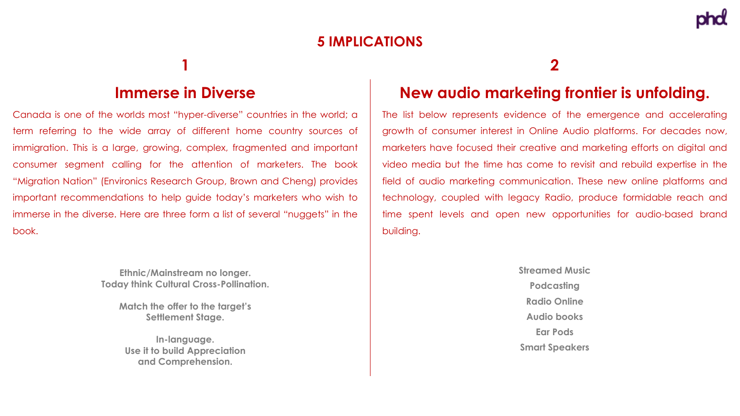# 5 IMPLICATIONS

## 1

## Immerse in Diverse

Canada is one of the worlds most "hyper-diverse" countries in the world; a term referring to the wide array of different home country sources of immigration. This is a large, growing, complex, fragmented and important consumer segment calling for the attention of marketers. The book "Migration Nation" (Environics Research Group, Brown and Cheng) provides important recommendations to help guide today's marketers who wish to immerse in the diverse. Here are three form a list of several "nuggets" in the book.

**Ethnic/Mainstream no longer.**
**Today think Cultural Cross-Pollination.**

**Match the offer to the target's**
**Settlement Stage.**

**In-language.**
**Use it to build Appreciation**
**and Comprehension.**

## 2

## New audio marketing frontier is unfolding.

The list below represents evidence of the emergence and accelerating growth of consumer interest in Online Audio platforms. For decades now, marketers have focused their creative and marketing efforts on digital and video media but the time has come to revisit and rebuild expertise in the field of audio marketing communication. These new online platforms and technology, coupled with legacy Radio, produce formidable reach and time spent levels and open new opportunities for audio-based brand building.

**Streamed Music**
**Podcasting**
**Radio Online**
**Audio books**
**Ear Pods**
**Smart Speakers**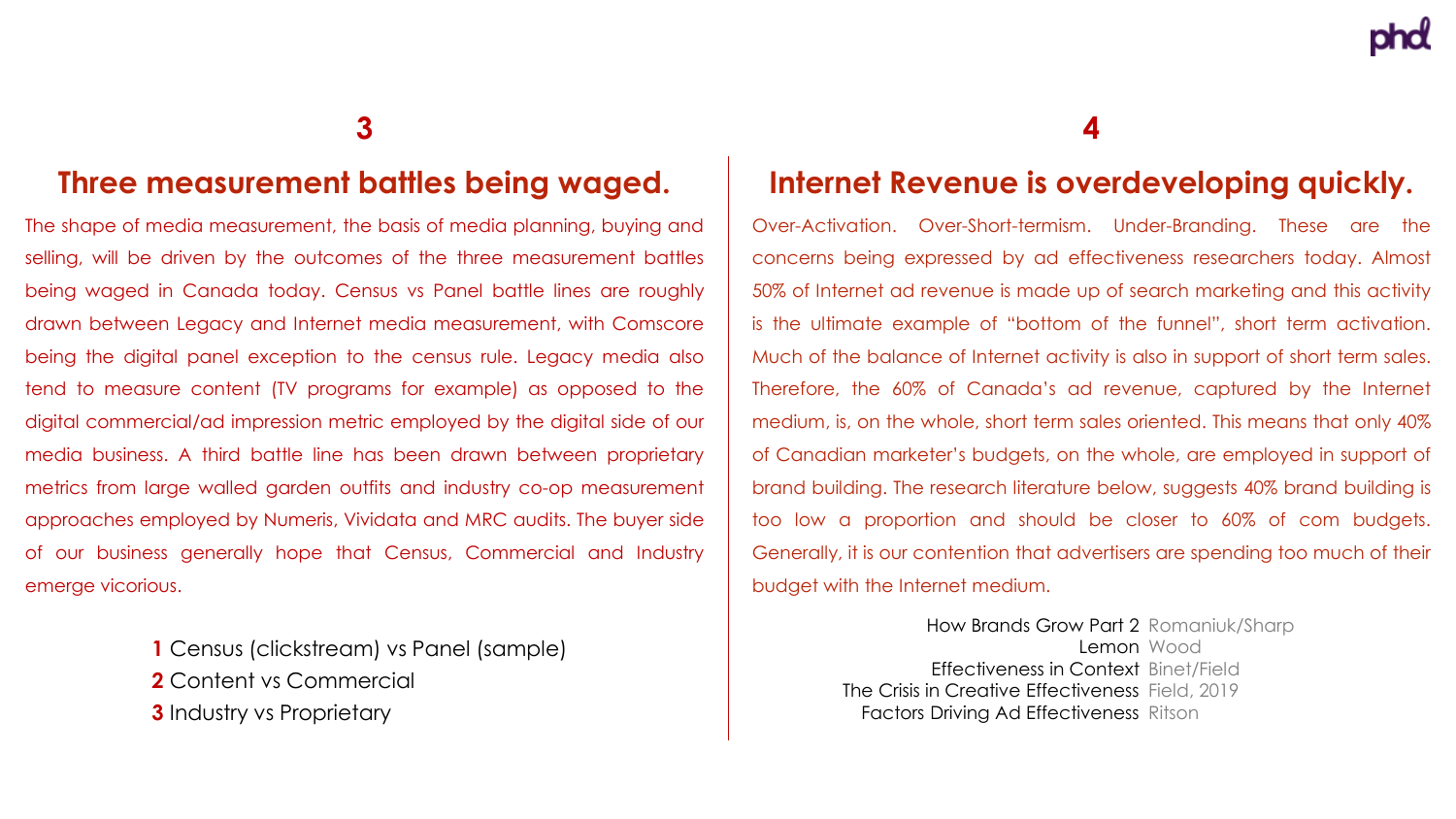## 3

## Three measurement battles being waged.

The shape of media measurement, the basis of media planning, buying and selling, will be driven by the outcomes of the three measurement battles being waged in Canada today. Census vs Panel battle lines are roughly drawn between Legacy and Internet media measurement, with Comscore being the digital panel exception to the census rule. Legacy media also tend to measure content (TV programs for example) as opposed to the digital commercial/ad impression metric employed by the digital side of our media business. A third battle line has been drawn between proprietary metrics from large walled garden outfits and industry co-op measurement approaches employed by Numeris, Vividata and MRC audits. The buyer side of our business generally hope that Census, Commercial and Industry emerge vicorious.

**1** Census (clickstream) vs Panel (sample)
**2** Content vs Commercial
**3** Industry vs Proprietary

## 4

## Internet Revenue is overdeveloping quickly.

Over-Activation. Over-Short-termism. Under-Branding. These are the concerns being expressed by ad effectiveness researchers today. Almost 50% of Internet ad revenue is made up of search marketing and this activity is the ultimate example of “bottom of the funnel”, short term activation. Much of the balance of Internet activity is also in support of short term sales. Therefore, the 60% of Canada’s ad revenue, captured by the Internet medium, is, on the whole, short term sales oriented. This means that only 40% of Canadian marketer’s budgets, on the whole, are employed in support of brand building. The research literature below, suggests 40% brand building is too low a proportion and should be closer to 60% of com budgets. Generally, it is our contention that advertisers are spending too much of their budget with the Internet medium.

| | |
|---|---|
| How Brands Grow Part 2 | Romaniuk/Sharp |
| Lemon | Wood |
| Effectiveness in Context | Binet/Field |
| The Crisis in Creative Effectiveness | Field, 2019 |
| Factors Driving Ad Effectiveness | Ritson |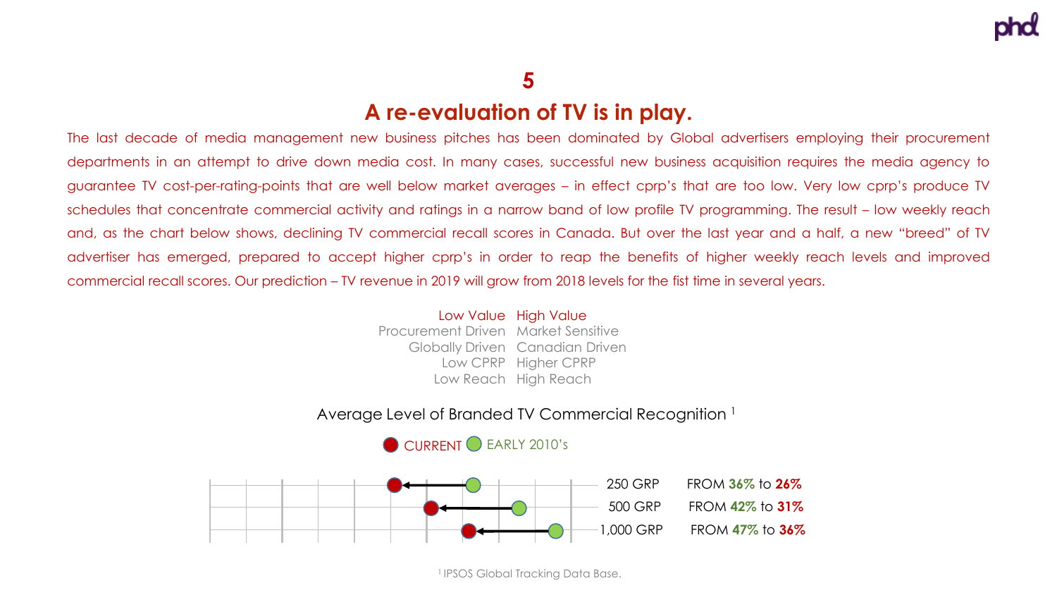## 5

# A re-evaluation of TV is in play.

The last decade of media management new business pitches has been dominated by Global advertisers employing their procurement departments in an attempt to drive down media cost. In many cases, successful new business acquisition requires the media agency to guarantee TV cost-per-rating-points that are well below market averages – in effect cprp's that are too low. Very low cprp's produce TV schedules that concentrate commercial activity and ratings in a narrow band of low profile TV programming. The result – low weekly reach and, as the chart below shows, declining TV commercial recall scores in Canada. But over the last year and a half, a new "breed" of TV advertiser has emerged, prepared to accept higher cprp's in order to reap the benefits of higher weekly reach levels and improved commercial recall scores. Our prediction – TV revenue in 2019 will grow from 2018 levels for the fist time in several years.

| Low Value | High Value |
|---|---|
| Procurement Driven | Market Sensitive |
| Globally Driven | Canadian Driven |
| Low CPRP | Higher CPRP |
| Low Reach | High Reach |

Average Level of Branded TV Commercial Recognition [1]

CURRENT EARLY 2010's

| GRP | Change |
|---|---|
| 250 GRP | FROM **36%** to **26%** |
| 500 GRP | FROM **42%** to **31%** |
| 1,000 GRP | FROM **47%** to **36%** |

[1] IPSOS Global Tracking Data Base.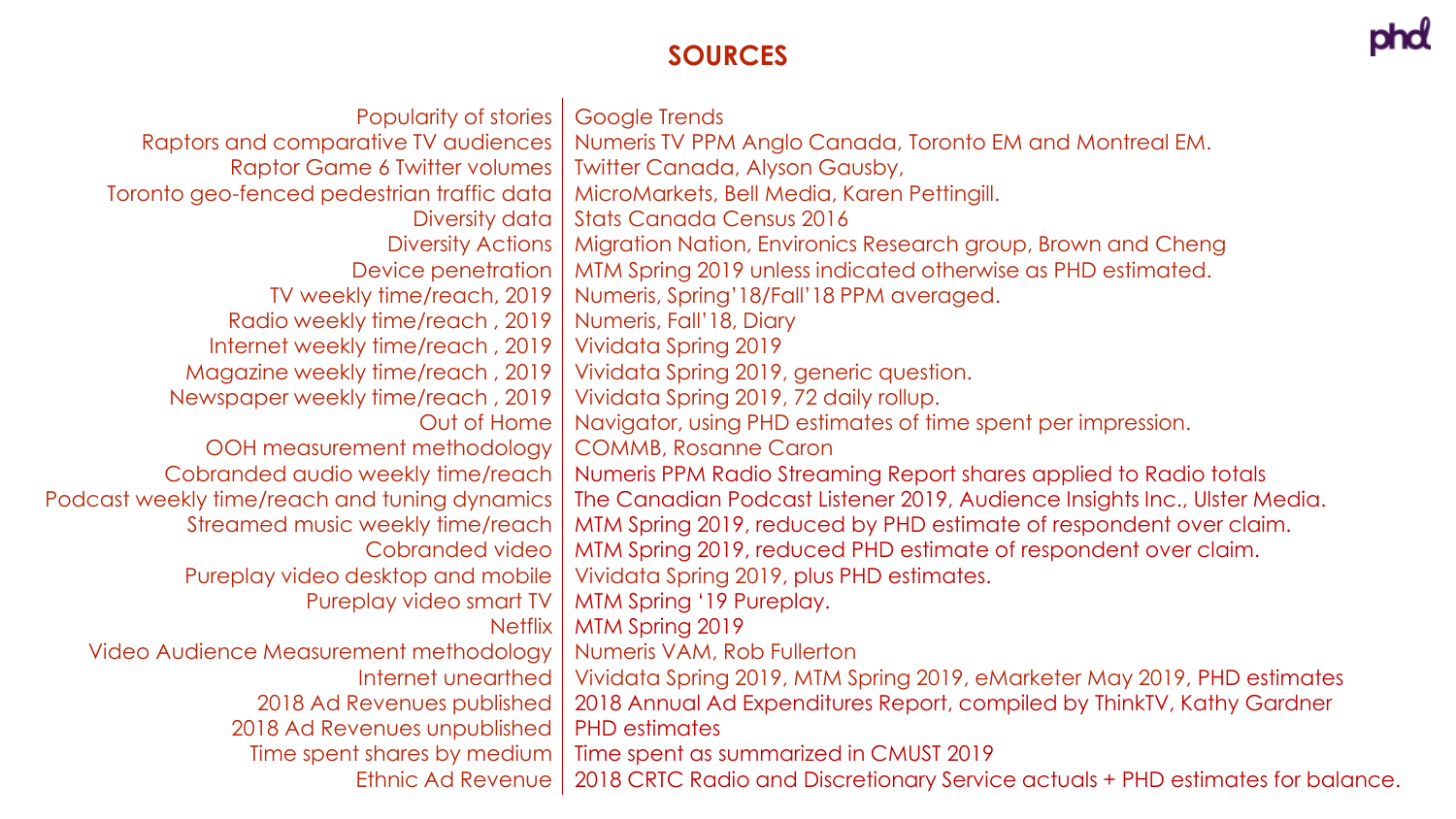# SOURCES

| | |
|---|---|
| Popularity of stories | Google Trends |
| Raptors and comparative TV audiences | Numeris TV PPM Anglo Canada, Toronto EM and Montreal EM. |
| Raptor Game 6 Twitter volumes | Twitter Canada, Alyson Gausby, |
| Toronto geo-fenced pedestrian traffic data | MicroMarkets, Bell Media, Karen Pettingill. |
| Diversity data | Stats Canada Census 2016 |
| Diversity Actions | Migration Nation, Environics Research group, Brown and Cheng |
| Device penetration | MTM Spring 2019 unless indicated otherwise as PHD estimated. |
| TV weekly time/reach, 2019 | Numeris, Spring'18/Fall'18 PPM averaged. |
| Radio weekly time/reach , 2019 | Numeris, Fall'18, Diary |
| Internet weekly time/reach , 2019 | Vividata Spring 2019 |
| Magazine weekly time/reach , 2019 | Vividata Spring 2019, generic question. |
| Newspaper weekly time/reach , 2019 | Vividata Spring 2019, 72 daily rollup. |
| Out of Home | Navigator, using PHD estimates of time spent per impression. |
| OOH measurement methodology | COMMB, Rosanne Caron |
| Cobranded audio weekly time/reach | Numeris PPM Radio Streaming Report shares applied to Radio totals |
| Podcast weekly time/reach and tuning dynamics | The Canadian Podcast Listener 2019, Audience Insights Inc., Ulster Media. |
| Streamed music weekly time/reach | MTM Spring 2019, reduced by PHD estimate of respondent over claim. |
| Cobranded video | MTM Spring 2019, reduced PHD estimate of respondent over claim. |
| Pureplay video desktop and mobile | Vividata Spring 2019, plus PHD estimates. |
| Pureplay video smart TV | MTM Spring '19 Pureplay. |
| Netflix | MTM Spring 2019 |
| Video Audience Measurement methodology | Numeris VAM, Rob Fullerton |
| Internet unearthed | Vividata Spring 2019, MTM Spring 2019, eMarketer May 2019, PHD estimates |
| 2018 Ad Revenues published | 2018 Annual Ad Expenditures Report, compiled by ThinkTV, Kathy Gardner |
| 2018 Ad Revenues unpublished | PHD estimates |
| Time spent shares by medium | Time spent as summarized in CMUST 2019 |
| Ethnic Ad Revenue | 2018 CRTC Radio and Discretionary Service actuals + PHD estimates for balance. |